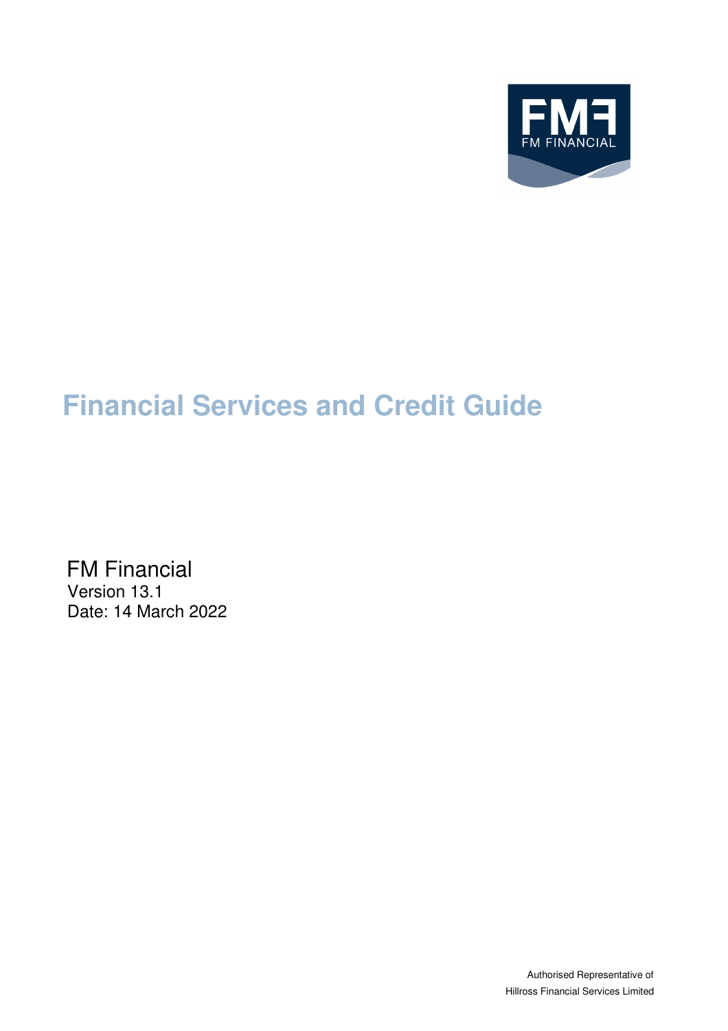# Financial Services and Credit Guide

FM Financial

Version 13.1

Date: 14 March 2022

Authorised Representative of

Hillross Financial Services Limited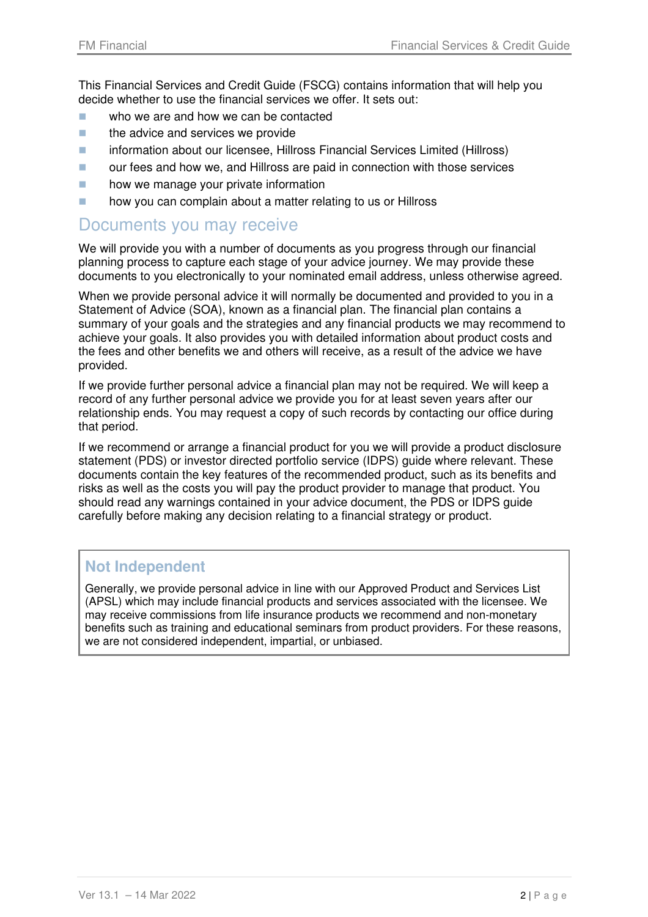This Financial Services and Credit Guide (FSCG) contains information that will help you decide whether to use the financial services we offer. It sets out:

- who we are and how we can be contacted
- the advice and services we provide
- information about our licensee, Hillross Financial Services Limited (Hillross)
- our fees and how we, and Hillross are paid in connection with those services
- how we manage your private information
- how you can complain about a matter relating to us or Hillross

## Documents you may receive

We will provide you with a number of documents as you progress through our financial planning process to capture each stage of your advice journey. We may provide these documents to you electronically to your nominated email address, unless otherwise agreed.

When we provide personal advice it will normally be documented and provided to you in a Statement of Advice (SOA), known as a financial plan. The financial plan contains a summary of your goals and the strategies and any financial products we may recommend to achieve your goals. It also provides you with detailed information about product costs and the fees and other benefits we and others will receive, as a result of the advice we have provided.

If we provide further personal advice a financial plan may not be required. We will keep a record of any further personal advice we provide you for at least seven years after our relationship ends. You may request a copy of such records by contacting our office during that period.

If we recommend or arrange a financial product for you we will provide a product disclosure statement (PDS) or investor directed portfolio service (IDPS) guide where relevant. These documents contain the key features of the recommended product, such as its benefits and risks as well as the costs you will pay the product provider to manage that product. You should read any warnings contained in your advice document, the PDS or IDPS guide carefully before making any decision relating to a financial strategy or product.

### Not Independent

Generally, we provide personal advice in line with our Approved Product and Services List (APSL) which may include financial products and services associated with the licensee. We may receive commissions from life insurance products we recommend and non-monetary benefits such as training and educational seminars from product providers. For these reasons, we are not considered independent, impartial, or unbiased.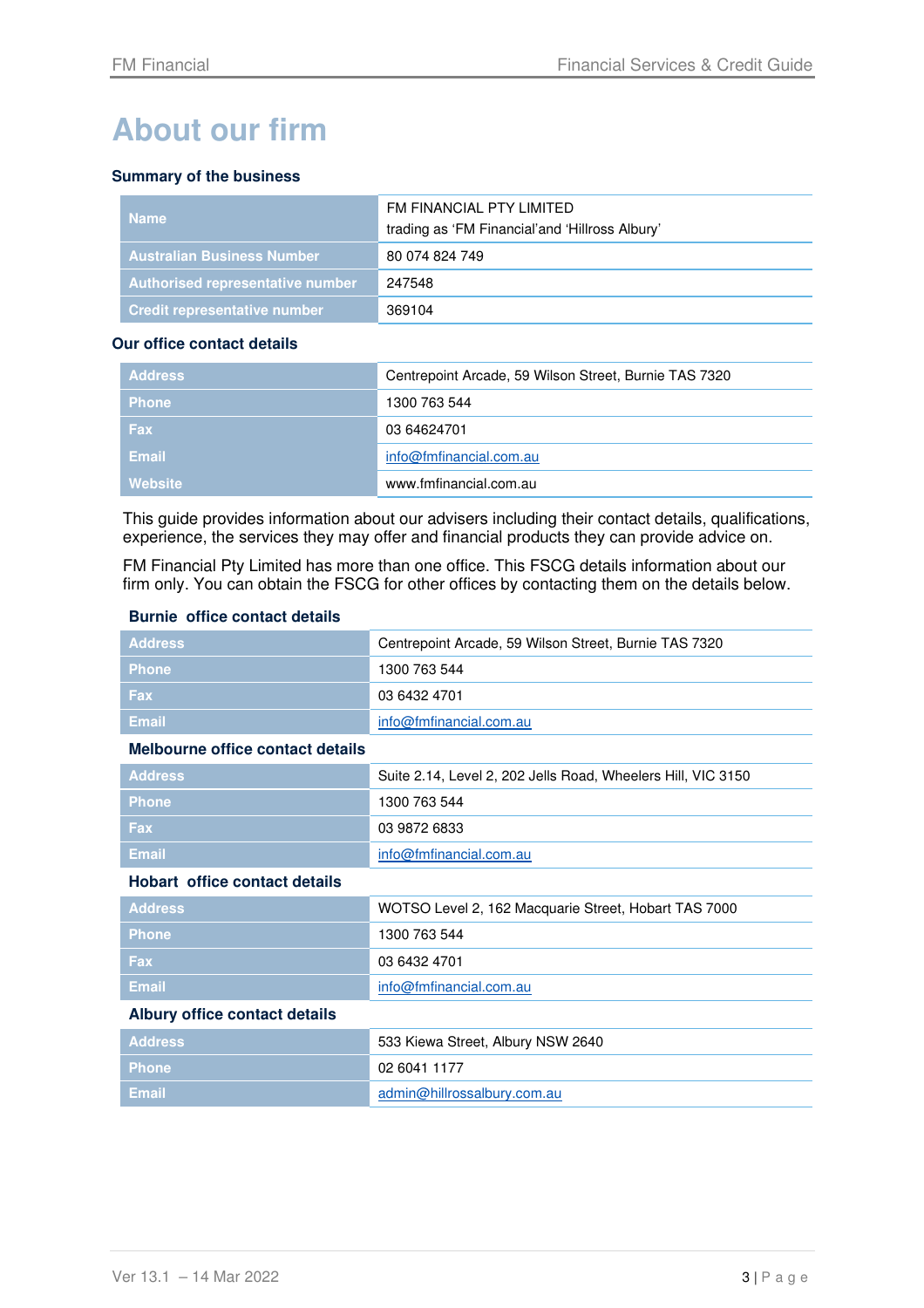# About our firm

### Summary of the business

| | |
|---|---|
| **Name** | FM FINANCIAL PTY LIMITED<br>trading as 'FM Financial'and 'Hillross Albury' |
| **Australian Business Number** | 80 074 824 749 |
| **Authorised representative number** | 247548 |
| **Credit representative number** | 369104 |

### Our office contact details

| | |
|---|---|
| **Address** | Centrepoint Arcade, 59 Wilson Street, Burnie TAS 7320 |
| **Phone** | 1300 763 544 |
| **Fax** | 03 64624701 |
| **Email** | info@fmfinancial.com.au |
| **Website** | www.fmfinancial.com.au |

This guide provides information about our advisers including their contact details, qualifications, experience, the services they may offer and financial products they can provide advice on.

FM Financial Pty Limited has more than one office. This FSCG details information about our firm only. You can obtain the FSCG for other offices by contacting them on the details below.

### Burnie office contact details

| | |
|---|---|
| **Address** | Centrepoint Arcade, 59 Wilson Street, Burnie TAS 7320 |
| **Phone** | 1300 763 544 |
| **Fax** | 03 6432 4701 |
| **Email** | info@fmfinancial.com.au |

### Melbourne office contact details

| | |
|---|---|
| **Address** | Suite 2.14, Level 2, 202 Jells Road, Wheelers Hill, VIC 3150 |
| **Phone** | 1300 763 544 |
| **Fax** | 03 9872 6833 |
| **Email** | info@fmfinancial.com.au |

### Hobart office contact details

| | |
|---|---|
| **Address** | WOTSO Level 2, 162 Macquarie Street, Hobart TAS 7000 |
| **Phone** | 1300 763 544 |
| **Fax** | 03 6432 4701 |
| **Email** | info@fmfinancial.com.au |

### Albury office contact details

| | |
|---|---|
| **Address** | 533 Kiewa Street, Albury NSW 2640 |
| **Phone** | 02 6041 1177 |
| **Email** | admin@hillrossalbury.com.au |

Ver 13.1 – 14 Mar 2022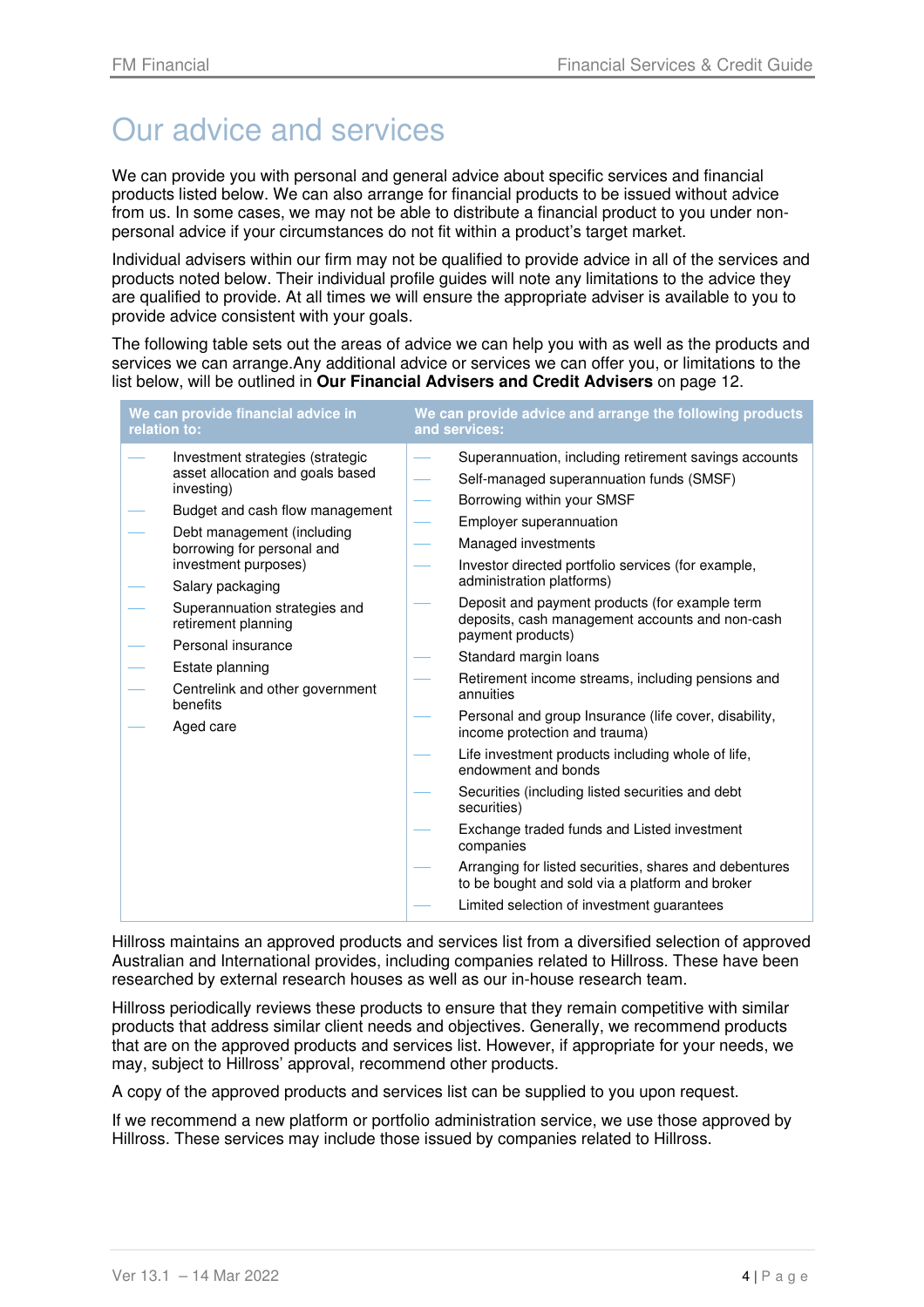# Our advice and services

We can provide you with personal and general advice about specific services and financial products listed below. We can also arrange for financial products to be issued without advice from us. In some cases, we may not be able to distribute a financial product to you under non-personal advice if your circumstances do not fit within a product's target market.

Individual advisers within our firm may not be qualified to provide advice in all of the services and products noted below. Their individual profile guides will note any limitations to the advice they are qualified to provide. At all times we will ensure the appropriate adviser is available to you to provide advice consistent with your goals.

The following table sets out the areas of advice we can help you with as well as the products and services we can arrange.Any additional advice or services we can offer you, or limitations to the list below, will be outlined in **Our Financial Advisers and Credit Advisers** on page 12.

| We can provide financial advice in relation to: | We can provide advice and arrange the following products and services: |
|---|---|
| — Investment strategies (strategic asset allocation and goals based investing)<br>— Budget and cash flow management<br>— Debt management (including borrowing for personal and investment purposes)<br>— Salary packaging<br>— Superannuation strategies and retirement planning<br>— Personal insurance<br>— Estate planning<br>— Centrelink and other government benefits<br>— Aged care | — Superannuation, including retirement savings accounts<br>— Self-managed superannuation funds (SMSF)<br>— Borrowing within your SMSF<br>— Employer superannuation<br>— Managed investments<br>— Investor directed portfolio services (for example, administration platforms)<br>— Deposit and payment products (for example term deposits, cash management accounts and non-cash payment products)<br>— Standard margin loans<br>— Retirement income streams, including pensions and annuities<br>— Personal and group Insurance (life cover, disability, income protection and trauma)<br>— Life investment products including whole of life, endowment and bonds<br>— Securities (including listed securities and debt securities)<br>— Exchange traded funds and Listed investment companies<br>— Arranging for listed securities, shares and debentures to be bought and sold via a platform and broker<br>— Limited selection of investment guarantees |

Hillross maintains an approved products and services list from a diversified selection of approved Australian and International provides, including companies related to Hillross. These have been researched by external research houses as well as our in-house research team.

Hillross periodically reviews these products to ensure that they remain competitive with similar products that address similar client needs and objectives. Generally, we recommend products that are on the approved products and services list. However, if appropriate for your needs, we may, subject to Hillross' approval, recommend other products.

A copy of the approved products and services list can be supplied to you upon request.

If we recommend a new platform or portfolio administration service, we use those approved by Hillross. These services may include those issued by companies related to Hillross.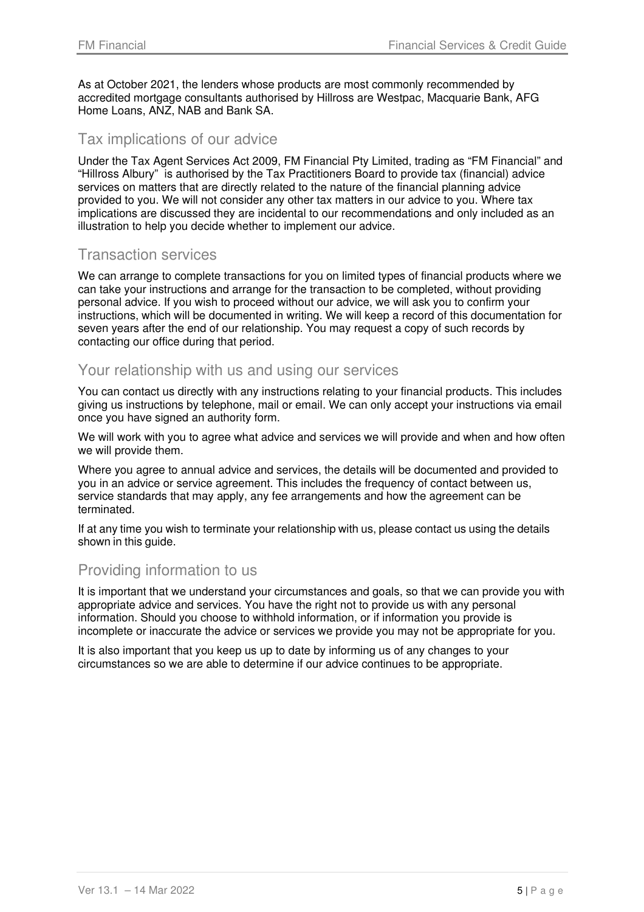As at October 2021, the lenders whose products are most commonly recommended by accredited mortgage consultants authorised by Hillross are Westpac, Macquarie Bank, AFG Home Loans, ANZ, NAB and Bank SA.

## Tax implications of our advice

Under the Tax Agent Services Act 2009, FM Financial Pty Limited, trading as "FM Financial" and "Hillross Albury" is authorised by the Tax Practitioners Board to provide tax (financial) advice services on matters that are directly related to the nature of the financial planning advice provided to you. We will not consider any other tax matters in our advice to you. Where tax implications are discussed they are incidental to our recommendations and only included as an illustration to help you decide whether to implement our advice.

## Transaction services

We can arrange to complete transactions for you on limited types of financial products where we can take your instructions and arrange for the transaction to be completed, without providing personal advice. If you wish to proceed without our advice, we will ask you to confirm your instructions, which will be documented in writing. We will keep a record of this documentation for seven years after the end of our relationship. You may request a copy of such records by contacting our office during that period.

## Your relationship with us and using our services

You can contact us directly with any instructions relating to your financial products. This includes giving us instructions by telephone, mail or email. We can only accept your instructions via email once you have signed an authority form.

We will work with you to agree what advice and services we will provide and when and how often we will provide them.

Where you agree to annual advice and services, the details will be documented and provided to you in an advice or service agreement. This includes the frequency of contact between us, service standards that may apply, any fee arrangements and how the agreement can be terminated.

If at any time you wish to terminate your relationship with us, please contact us using the details shown in this guide.

## Providing information to us

It is important that we understand your circumstances and goals, so that we can provide you with appropriate advice and services. You have the right not to provide us with any personal information. Should you choose to withhold information, or if information you provide is incomplete or inaccurate the advice or services we provide you may not be appropriate for you.

It is also important that you keep us up to date by informing us of any changes to your circumstances so we are able to determine if our advice continues to be appropriate.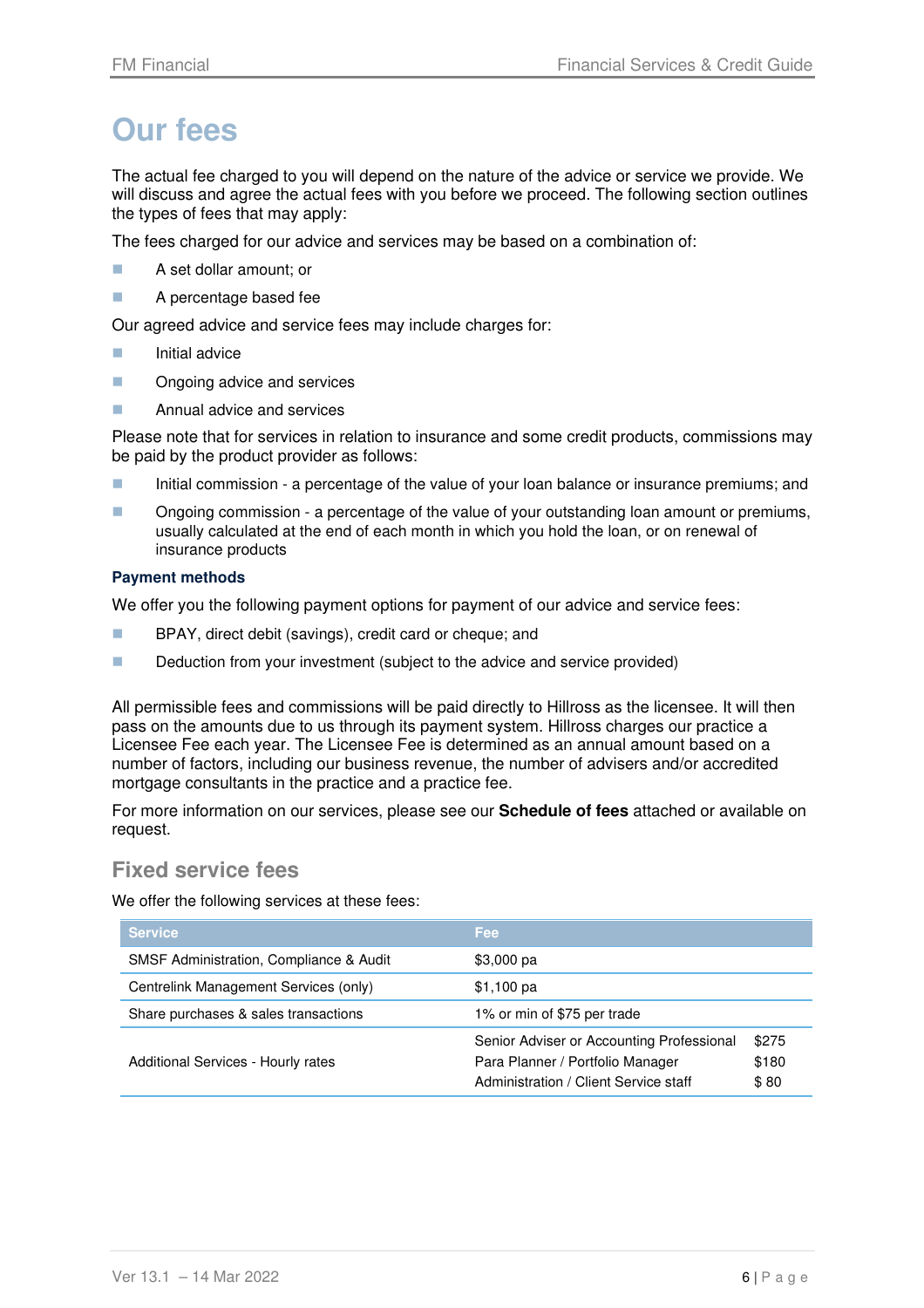# Our fees

The actual fee charged to you will depend on the nature of the advice or service we provide. We will discuss and agree the actual fees with you before we proceed. The following section outlines the types of fees that may apply:

The fees charged for our advice and services may be based on a combination of:

- A set dollar amount; or
- A percentage based fee

Our agreed advice and service fees may include charges for:

- Initial advice
- Ongoing advice and services
- Annual advice and services

Please note that for services in relation to insurance and some credit products, commissions may be paid by the product provider as follows:

- Initial commission - a percentage of the value of your loan balance or insurance premiums; and
- Ongoing commission - a percentage of the value of your outstanding loan amount or premiums, usually calculated at the end of each month in which you hold the loan, or on renewal of insurance products

### Payment methods

We offer you the following payment options for payment of our advice and service fees:

- BPAY, direct debit (savings), credit card or cheque; and
- Deduction from your investment (subject to the advice and service provided)

All permissible fees and commissions will be paid directly to Hillross as the licensee. It will then pass on the amounts due to us through its payment system. Hillross charges our practice a Licensee Fee each year. The Licensee Fee is determined as an annual amount based on a number of factors, including our business revenue, the number of advisers and/or accredited mortgage consultants in the practice and a practice fee.

For more information on our services, please see our **Schedule of fees** attached or available on request.

## Fixed service fees

We offer the following services at these fees:

| Service | Fee | |
|---|---|---|
| SMSF Administration, Compliance & Audit | $3,000 pa | |
| Centrelink Management Services (only) | $1,100 pa | |
| Share purchases & sales transactions | 1% or min of $75 per trade | |
| Additional Services - Hourly rates | Senior Adviser or Accounting Professional | $275 |
| | Para Planner / Portfolio Manager | $180 |
| | Administration / Client Service staff | $ 80 |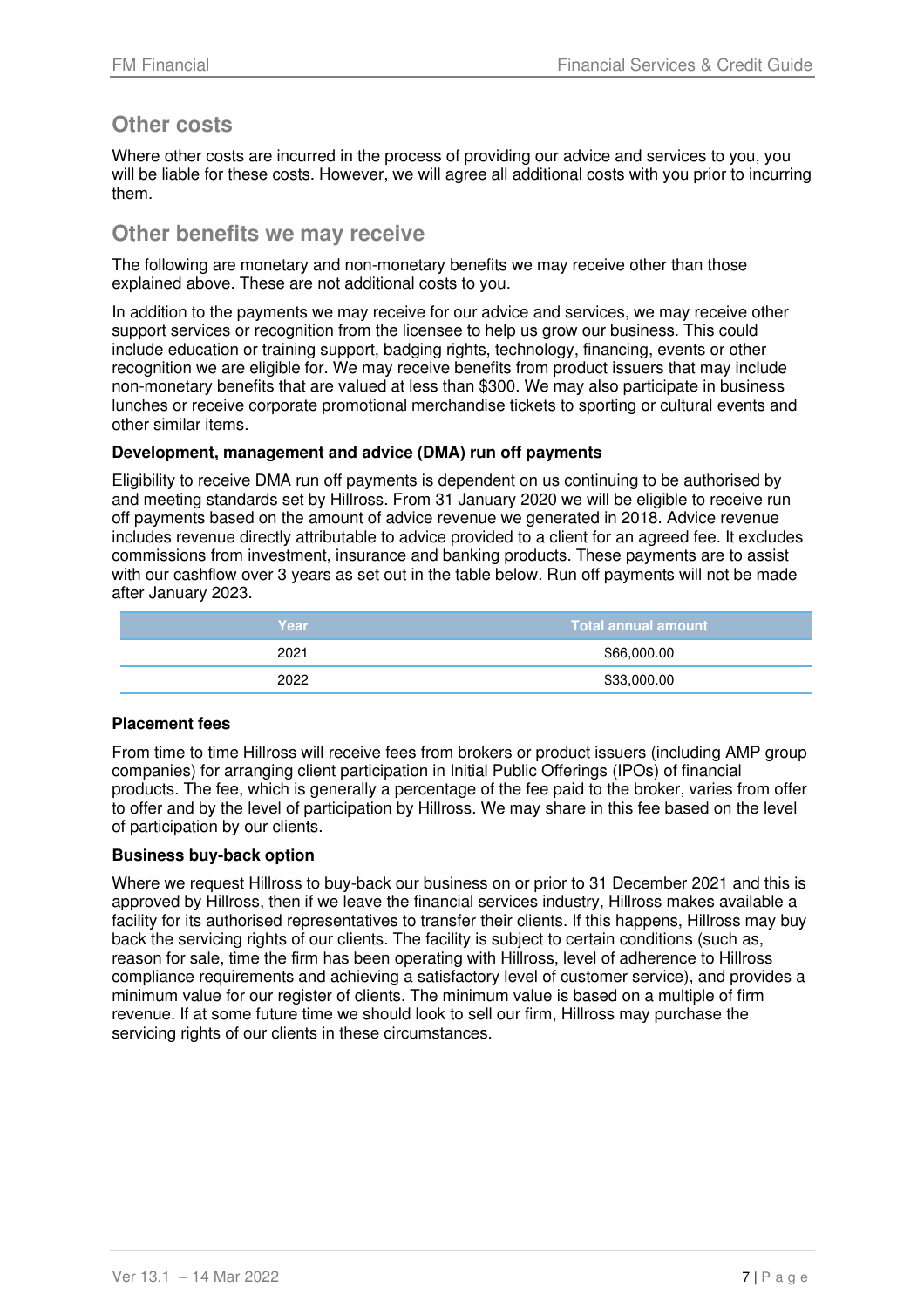## Other costs

Where other costs are incurred in the process of providing our advice and services to you, you will be liable for these costs. However, we will agree all additional costs with you prior to incurring them.

## Other benefits we may receive

The following are monetary and non-monetary benefits we may receive other than those explained above. These are not additional costs to you.

In addition to the payments we may receive for our advice and services, we may receive other support services or recognition from the licensee to help us grow our business. This could include education or training support, badging rights, technology, financing, events or other recognition we are eligible for. We may receive benefits from product issuers that may include non-monetary benefits that are valued at less than $300. We may also participate in business lunches or receive corporate promotional merchandise tickets to sporting or cultural events and other similar items.

**Development, management and advice (DMA) run off payments**

Eligibility to receive DMA run off payments is dependent on us continuing to be authorised by and meeting standards set by Hillross. From 31 January 2020 we will be eligible to receive run off payments based on the amount of advice revenue we generated in 2018. Advice revenue includes revenue directly attributable to advice provided to a client for an agreed fee. It excludes commissions from investment, insurance and banking products. These payments are to assist with our cashflow over 3 years as set out in the table below. Run off payments will not be made after January 2023.

| Year | Total annual amount |
|---|---|
| 2021 | $66,000.00 |
| 2022 | $33,000.00 |

**Placement fees**

From time to time Hillross will receive fees from brokers or product issuers (including AMP group companies) for arranging client participation in Initial Public Offerings (IPOs) of financial products. The fee, which is generally a percentage of the fee paid to the broker, varies from offer to offer and by the level of participation by Hillross. We may share in this fee based on the level of participation by our clients.

**Business buy-back option**

Where we request Hillross to buy-back our business on or prior to 31 December 2021 and this is approved by Hillross, then if we leave the financial services industry, Hillross makes available a facility for its authorised representatives to transfer their clients. If this happens, Hillross may buy back the servicing rights of our clients. The facility is subject to certain conditions (such as, reason for sale, time the firm has been operating with Hillross, level of adherence to Hillross compliance requirements and achieving a satisfactory level of customer service), and provides a minimum value for our register of clients. The minimum value is based on a multiple of firm revenue. If at some future time we should look to sell our firm, Hillross may purchase the servicing rights of our clients in these circumstances.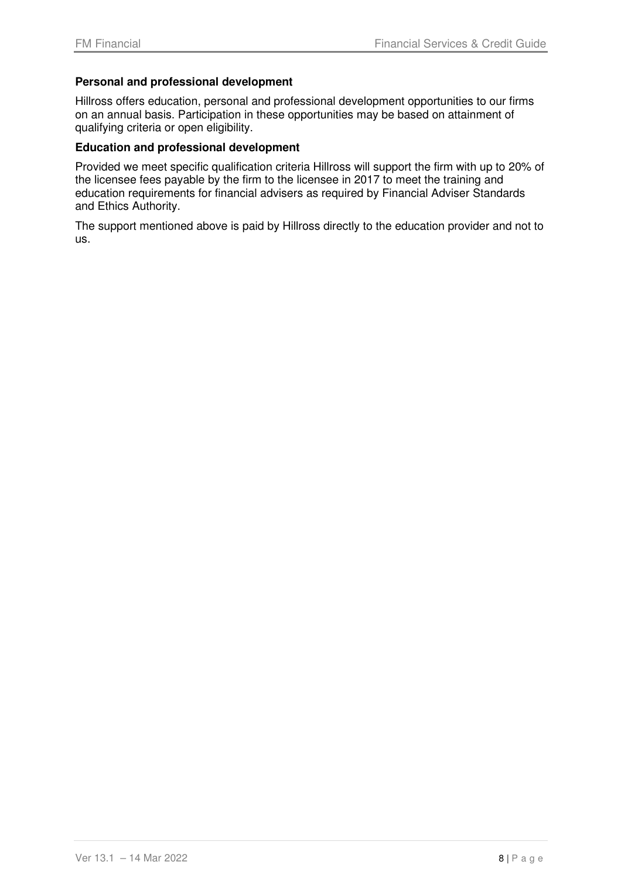**Personal and professional development**

Hillross offers education, personal and professional development opportunities to our firms on an annual basis. Participation in these opportunities may be based on attainment of qualifying criteria or open eligibility.

**Education and professional development**

Provided we meet specific qualification criteria Hillross will support the firm with up to 20% of the licensee fees payable by the firm to the licensee in 2017 to meet the training and education requirements for financial advisers as required by Financial Adviser Standards and Ethics Authority.

The support mentioned above is paid by Hillross directly to the education provider and not to us.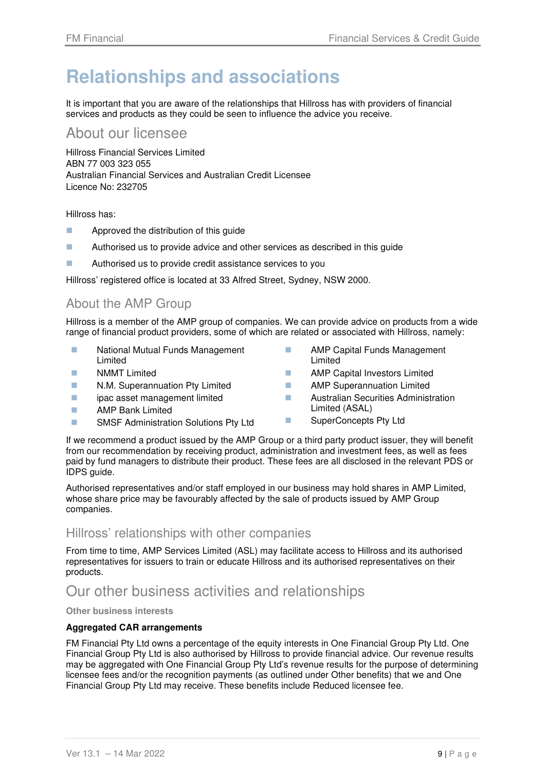# Relationships and associations

It is important that you are aware of the relationships that Hillross has with providers of financial services and products as they could be seen to influence the advice you receive.

## About our licensee

Hillross Financial Services Limited
ABN 77 003 323 055
Australian Financial Services and Australian Credit Licensee
Licence No: 232705

Hillross has:

- Approved the distribution of this guide
- Authorised us to provide advice and other services as described in this guide
- Authorised us to provide credit assistance services to you

Hillross' registered office is located at 33 Alfred Street, Sydney, NSW 2000.

## About the AMP Group

Hillross is a member of the AMP group of companies. We can provide advice on products from a wide range of financial product providers, some of which are related or associated with Hillross, namely:

- National Mutual Funds Management Limited
- NMMT Limited
- N.M. Superannuation Pty Limited
- ipac asset management limited
- AMP Bank Limited
- SMSF Administration Solutions Pty Ltd
- AMP Capital Funds Management Limited
- AMP Capital Investors Limited
- AMP Superannuation Limited
- Australian Securities Administration Limited (ASAL)
- SuperConcepts Pty Ltd

If we recommend a product issued by the AMP Group or a third party product issuer, they will benefit from our recommendation by receiving product, administration and investment fees, as well as fees paid by fund managers to distribute their product. These fees are all disclosed in the relevant PDS or IDPS guide.

Authorised representatives and/or staff employed in our business may hold shares in AMP Limited, whose share price may be favourably affected by the sale of products issued by AMP Group companies.

## Hillross' relationships with other companies

From time to time, AMP Services Limited (ASL) may facilitate access to Hillross and its authorised representatives for issuers to train or educate Hillross and its authorised representatives on their products.

## Our other business activities and relationships

### Other business interests

**Aggregated CAR arrangements**

FM Financial Pty Ltd owns a percentage of the equity interests in One Financial Group Pty Ltd. One Financial Group Pty Ltd is also authorised by Hillross to provide financial advice. Our revenue results may be aggregated with One Financial Group Pty Ltd's revenue results for the purpose of determining licensee fees and/or the recognition payments (as outlined under Other benefits) that we and One Financial Group Pty Ltd may receive. These benefits include Reduced licensee fee.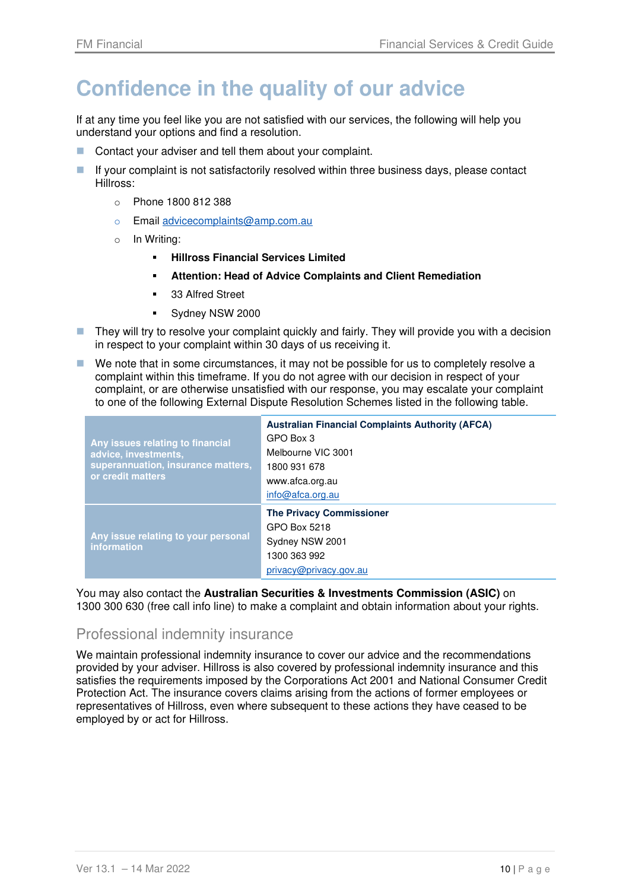# Confidence in the quality of our advice

If at any time you feel like you are not satisfied with our services, the following will help you understand your options and find a resolution.

- Contact your adviser and tell them about your complaint.
- If your complaint is not satisfactorily resolved within three business days, please contact Hillross:
  - Phone 1800 812 388
  - Email advicecomplaints@amp.com.au
  - In Writing:
    - **Hillross Financial Services Limited**
    - **Attention: Head of Advice Complaints and Client Remediation**
    - 33 Alfred Street
    - Sydney NSW 2000
- They will try to resolve your complaint quickly and fairly. They will provide you with a decision in respect to your complaint within 30 days of us receiving it.
- We note that in some circumstances, it may not be possible for us to completely resolve a complaint within this timeframe. If you do not agree with our decision in respect of your complaint, or are otherwise unsatisfied with our response, you may escalate your complaint to one of the following External Dispute Resolution Schemes listed in the following table.

| | |
|---|---|
| **Any issues relating to financial advice, investments, superannuation, insurance matters, or credit matters** | **Australian Financial Complaints Authority (AFCA)**<br>GPO Box 3<br>Melbourne VIC 3001<br>1800 931 678<br>www.afca.org.au<br>info@afca.org.au |
| **Any issue relating to your personal information** | **The Privacy Commissioner**<br>GPO Box 5218<br>Sydney NSW 2001<br>1300 363 992<br>privacy@privacy.gov.au |

You may also contact the **Australian Securities & Investments Commission (ASIC)** on 1300 300 630 (free call info line) to make a complaint and obtain information about your rights.

## Professional indemnity insurance

We maintain professional indemnity insurance to cover our advice and the recommendations provided by your adviser. Hillross is also covered by professional indemnity insurance and this satisfies the requirements imposed by the Corporations Act 2001 and National Consumer Credit Protection Act. The insurance covers claims arising from the actions of former employees or representatives of Hillross, even where subsequent to these actions they have ceased to be employed by or act for Hillross.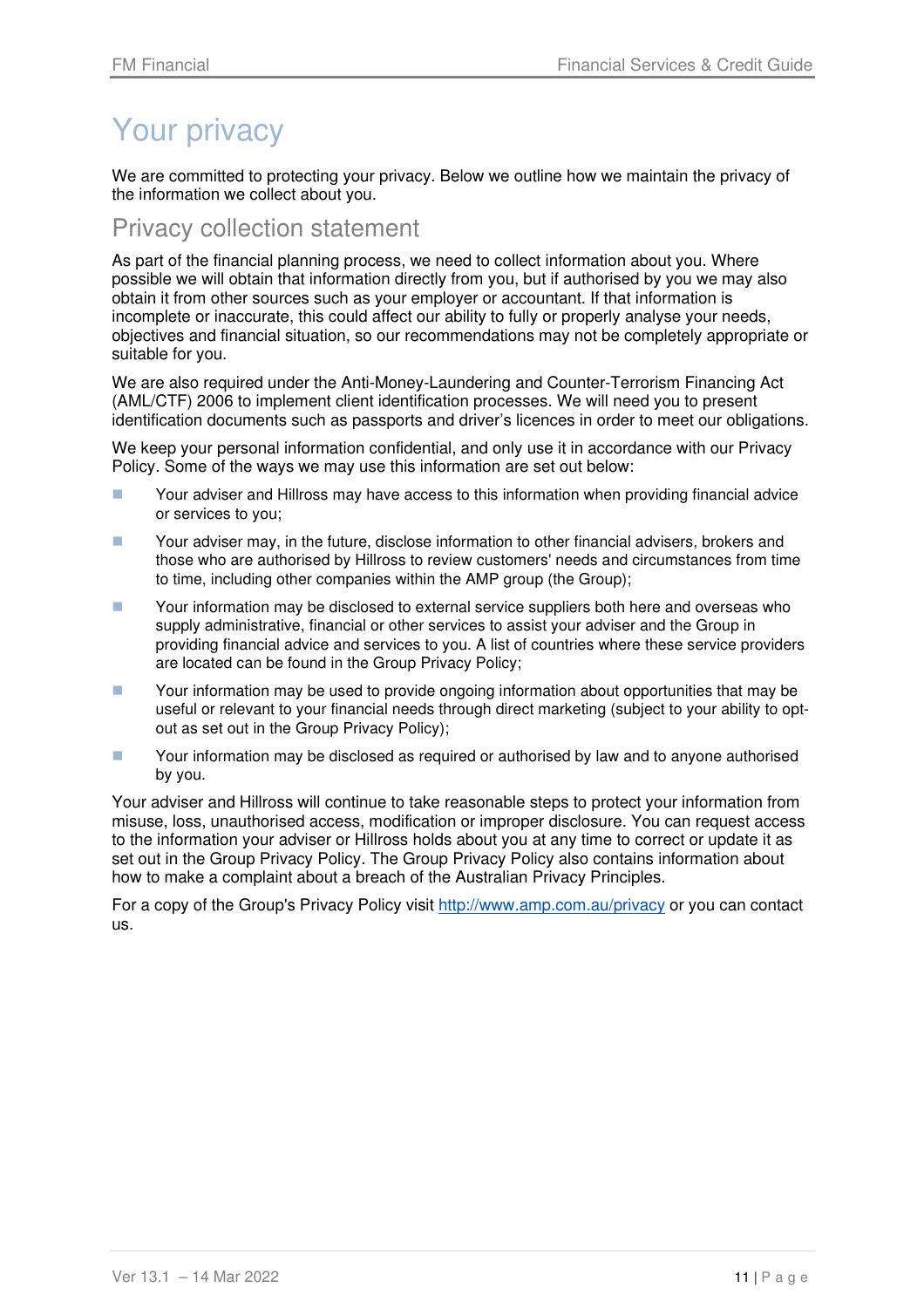# Your privacy

We are committed to protecting your privacy. Below we outline how we maintain the privacy of the information we collect about you.

## Privacy collection statement

As part of the financial planning process, we need to collect information about you. Where possible we will obtain that information directly from you, but if authorised by you we may also obtain it from other sources such as your employer or accountant. If that information is incomplete or inaccurate, this could affect our ability to fully or properly analyse your needs, objectives and financial situation, so our recommendations may not be completely appropriate or suitable for you.

We are also required under the Anti-Money-Laundering and Counter-Terrorism Financing Act (AML/CTF) 2006 to implement client identification processes. We will need you to present identification documents such as passports and driver's licences in order to meet our obligations.

We keep your personal information confidential, and only use it in accordance with our Privacy Policy. Some of the ways we may use this information are set out below:

- Your adviser and Hillross may have access to this information when providing financial advice or services to you;
- Your adviser may, in the future, disclose information to other financial advisers, brokers and those who are authorised by Hillross to review customers' needs and circumstances from time to time, including other companies within the AMP group (the Group);
- Your information may be disclosed to external service suppliers both here and overseas who supply administrative, financial or other services to assist your adviser and the Group in providing financial advice and services to you. A list of countries where these service providers are located can be found in the Group Privacy Policy;
- Your information may be used to provide ongoing information about opportunities that may be useful or relevant to your financial needs through direct marketing (subject to your ability to opt-out as set out in the Group Privacy Policy);
- Your information may be disclosed as required or authorised by law and to anyone authorised by you.

Your adviser and Hillross will continue to take reasonable steps to protect your information from misuse, loss, unauthorised access, modification or improper disclosure. You can request access to the information your adviser or Hillross holds about you at any time to correct or update it as set out in the Group Privacy Policy. The Group Privacy Policy also contains information about how to make a complaint about a breach of the Australian Privacy Principles.

For a copy of the Group's Privacy Policy visit http://www.amp.com.au/privacy or you can contact us.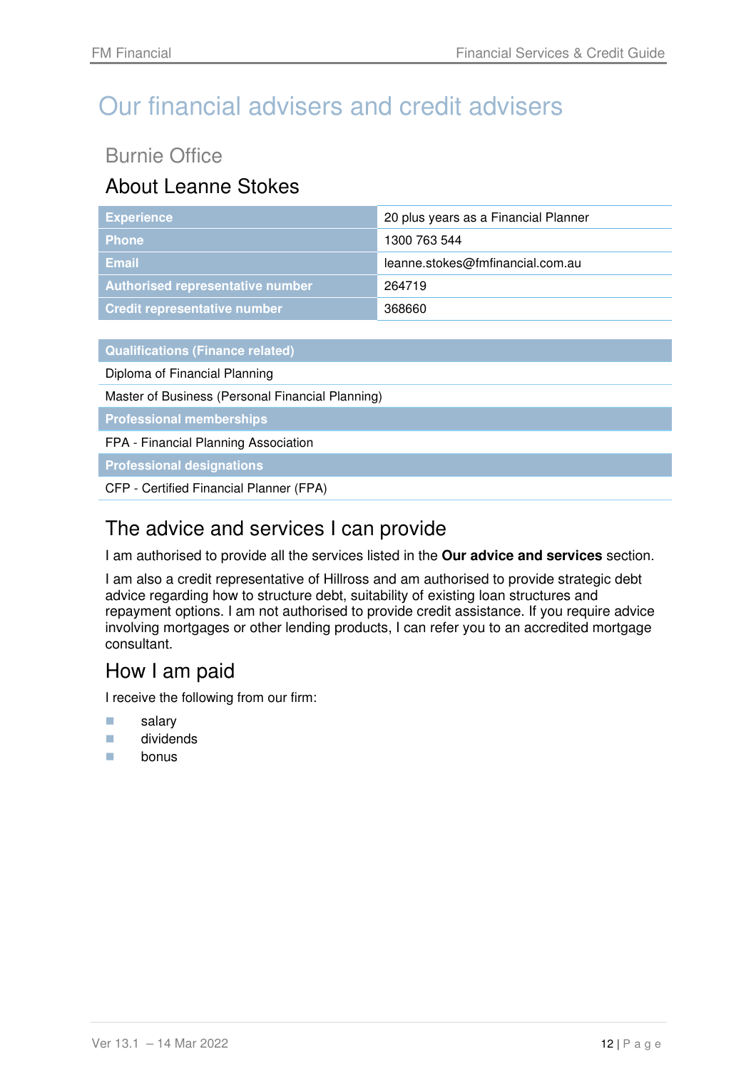# Our financial advisers and credit advisers

## Burnie Office

### About Leanne Stokes

| | |
|---|---|
| **Experience** | 20 plus years as a Financial Planner |
| **Phone** | 1300 763 544 |
| **Email** | leanne.stokes@fmfinancial.com.au |
| **Authorised representative number** | 264719 |
| **Credit representative number** | 368660 |

| **Qualifications (Finance related)** |
|---|
| Diploma of Financial Planning |
| Master of Business (Personal Financial Planning) |
| **Professional memberships** |
| FPA - Financial Planning Association |
| **Professional designations** |
| CFP - Certified Financial Planner (FPA) |

### The advice and services I can provide

I am authorised to provide all the services listed in the **Our advice and services** section.

I am also a credit representative of Hillross and am authorised to provide strategic debt advice regarding how to structure debt, suitability of existing loan structures and repayment options. I am not authorised to provide credit assistance. If you require advice involving mortgages or other lending products, I can refer you to an accredited mortgage consultant.

### How I am paid

I receive the following from our firm:

- salary
- dividends
- bonus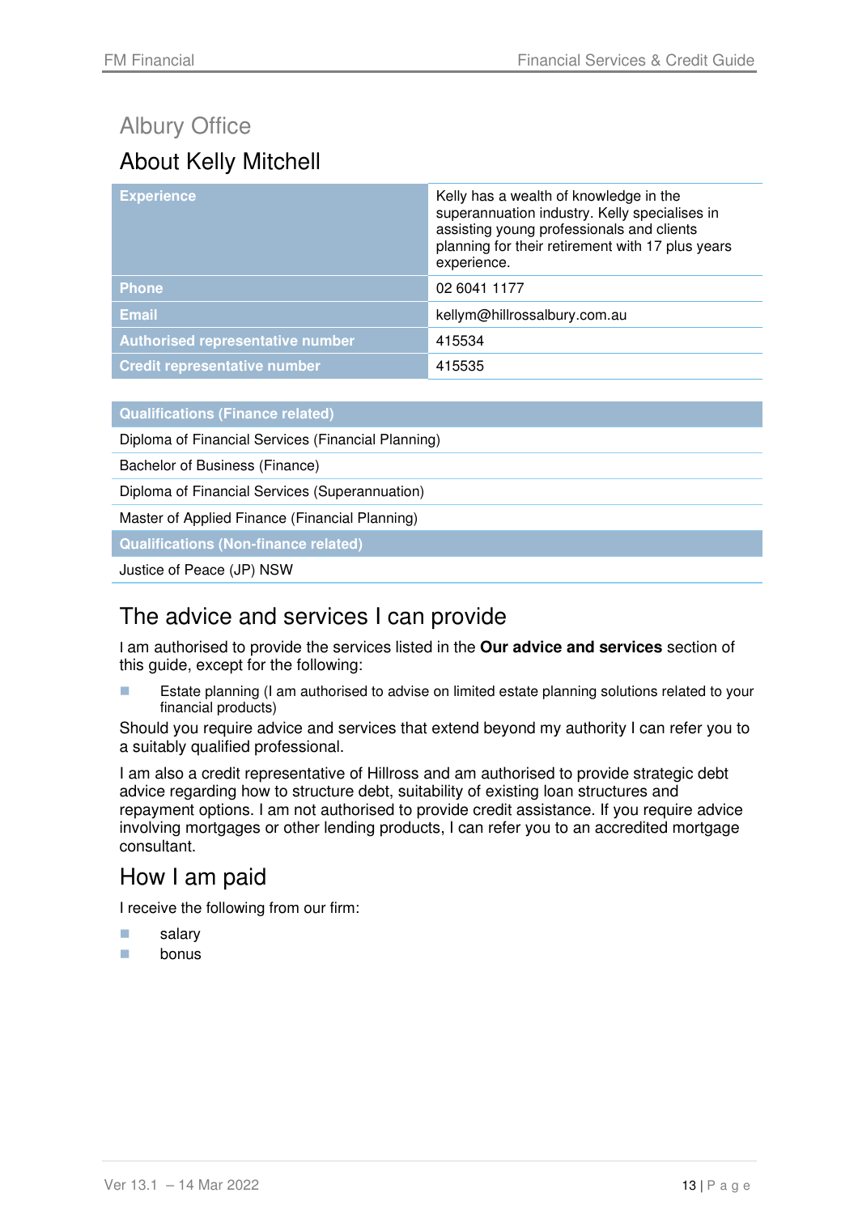## Albury Office

# About Kelly Mitchell

| Experience | Kelly has a wealth of knowledge in the superannuation industry. Kelly specialises in assisting young professionals and clients planning for their retirement with 17 plus years experience. |
|---|---|
| Phone | 02 6041 1177 |
| Email | kellym@hillrossalbury.com.au |
| Authorised representative number | 415534 |
| Credit representative number | 415535 |

| Qualifications (Finance related) |
|---|
| Diploma of Financial Services (Financial Planning) |
| Bachelor of Business (Finance) |
| Diploma of Financial Services (Superannuation) |
| Master of Applied Finance (Financial Planning) |
| **Qualifications (Non-finance related)** |
| Justice of Peace (JP) NSW |

# The advice and services I can provide

I am authorised to provide the services listed in the **Our advice and services** section of this guide, except for the following:

- Estate planning (I am authorised to advise on limited estate planning solutions related to your financial products)

Should you require advice and services that extend beyond my authority I can refer you to a suitably qualified professional.

I am also a credit representative of Hillross and am authorised to provide strategic debt advice regarding how to structure debt, suitability of existing loan structures and repayment options. I am not authorised to provide credit assistance. If you require advice involving mortgages or other lending products, I can refer you to an accredited mortgage consultant.

# How I am paid

I receive the following from our firm:

- salary
- bonus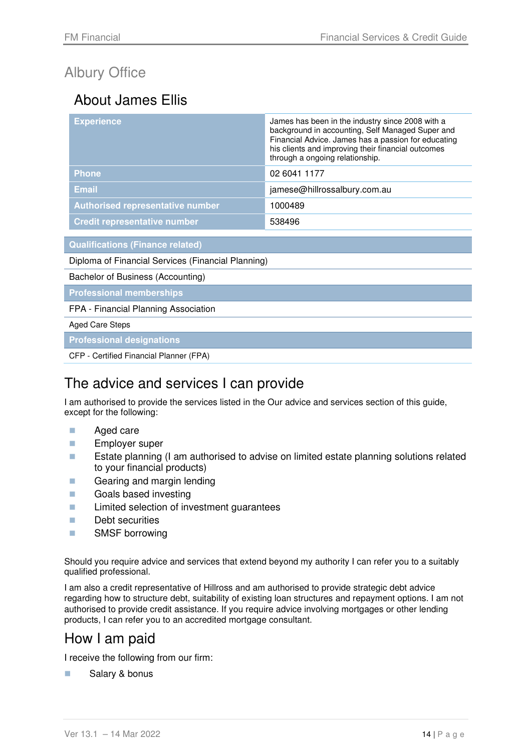# Albury Office

## About James Ellis

| | |
|---|---|
| **Experience** | James has been in the industry since 2008 with a background in accounting, Self Managed Super and Financial Advice. James has a passion for educating his clients and improving their financial outcomes through a ongoing relationship. |
| **Phone** | 02 6041 1177 |
| **Email** | jamese@hillrossalbury.com.au |
| **Authorised representative number** | 1000489 |
| **Credit representative number** | 538496 |

| **Qualifications (Finance related)** |
|---|
| Diploma of Financial Services (Financial Planning) |
| Bachelor of Business (Accounting) |
| **Professional memberships** |
| FPA - Financial Planning Association |
| Aged Care Steps |
| **Professional designations** |
| CFP - Certified Financial Planner (FPA) |

# The advice and services I can provide

I am authorised to provide the services listed in the Our advice and services section of this guide, except for the following:

- Aged care
- Employer super
- Estate planning (I am authorised to advise on limited estate planning solutions related to your financial products)
- Gearing and margin lending
- Goals based investing
- Limited selection of investment guarantees
- Debt securities
- SMSF borrowing

Should you require advice and services that extend beyond my authority I can refer you to a suitably qualified professional.

I am also a credit representative of Hillross and am authorised to provide strategic debt advice regarding how to structure debt, suitability of existing loan structures and repayment options. I am not authorised to provide credit assistance. If you require advice involving mortgages or other lending products, I can refer you to an accredited mortgage consultant.

# How I am paid

I receive the following from our firm:

- Salary & bonus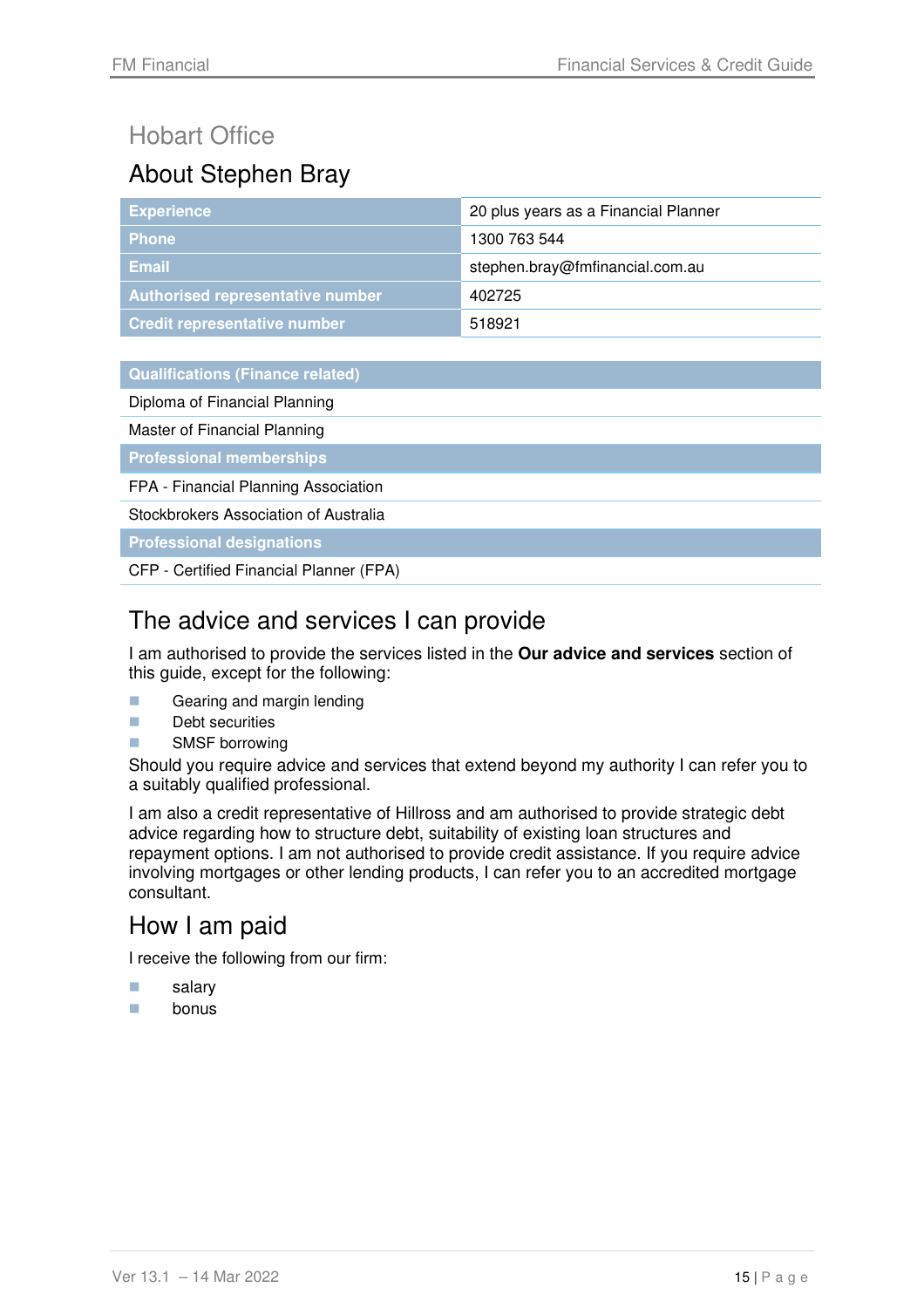## Hobart Office

# About Stephen Bray

| Experience | 20 plus years as a Financial Planner |
|---|---|
| Phone | 1300 763 544 |
| Email | stephen.bray@fmfinancial.com.au |
| Authorised representative number | 402725 |
| Credit representative number | 518921 |

| Qualifications (Finance related) |
|---|
| Diploma of Financial Planning |
| Master of Financial Planning |
| **Professional memberships** |
| FPA - Financial Planning Association |
| Stockbrokers Association of Australia |
| **Professional designations** |
| CFP - Certified Financial Planner (FPA) |

# The advice and services I can provide

I am authorised to provide the services listed in the **Our advice and services** section of this guide, except for the following:

- Gearing and margin lending
- Debt securities
- SMSF borrowing

Should you require advice and services that extend beyond my authority I can refer you to a suitably qualified professional.

I am also a credit representative of Hillross and am authorised to provide strategic debt advice regarding how to structure debt, suitability of existing loan structures and repayment options. I am not authorised to provide credit assistance. If you require advice involving mortgages or other lending products, I can refer you to an accredited mortgage consultant.

# How I am paid

I receive the following from our firm:

- salary
- bonus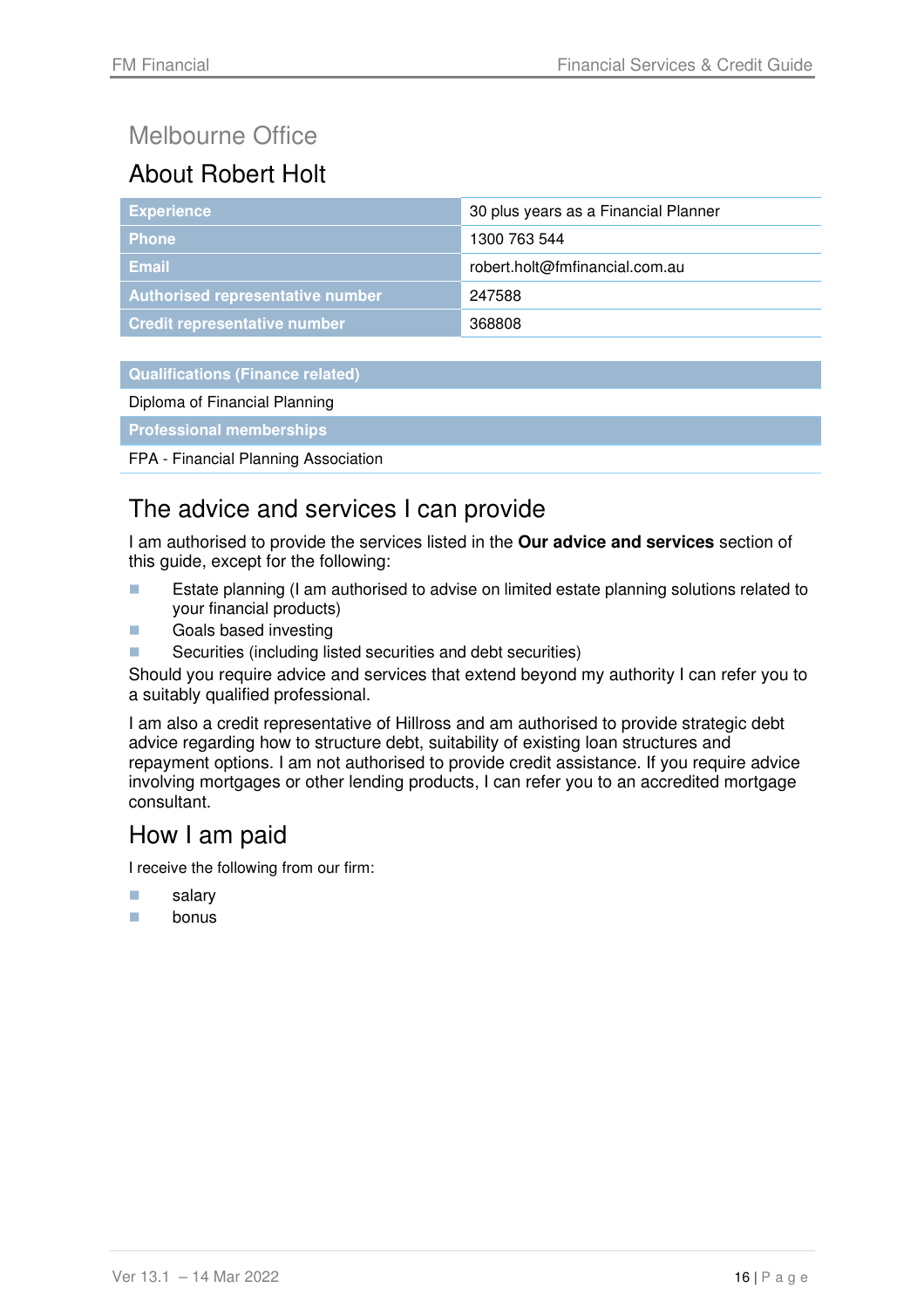# Melbourne Office

## About Robert Holt

| | |
|---|---|
| **Experience** | 30 plus years as a Financial Planner |
| **Phone** | 1300 763 544 |
| **Email** | robert.holt@fmfinancial.com.au |
| **Authorised representative number** | 247588 |
| **Credit representative number** | 368808 |

| **Qualifications (Finance related)** |
|---|
| Diploma of Financial Planning |
| **Professional memberships** |
| FPA - Financial Planning Association |

## The advice and services I can provide

I am authorised to provide the services listed in the **Our advice and services** section of this guide, except for the following:

- Estate planning (I am authorised to advise on limited estate planning solutions related to your financial products)
- Goals based investing
- Securities (including listed securities and debt securities)

Should you require advice and services that extend beyond my authority I can refer you to a suitably qualified professional.

I am also a credit representative of Hillross and am authorised to provide strategic debt advice regarding how to structure debt, suitability of existing loan structures and repayment options. I am not authorised to provide credit assistance. If you require advice involving mortgages or other lending products, I can refer you to an accredited mortgage consultant.

## How I am paid

I receive the following from our firm:

- salary
- bonus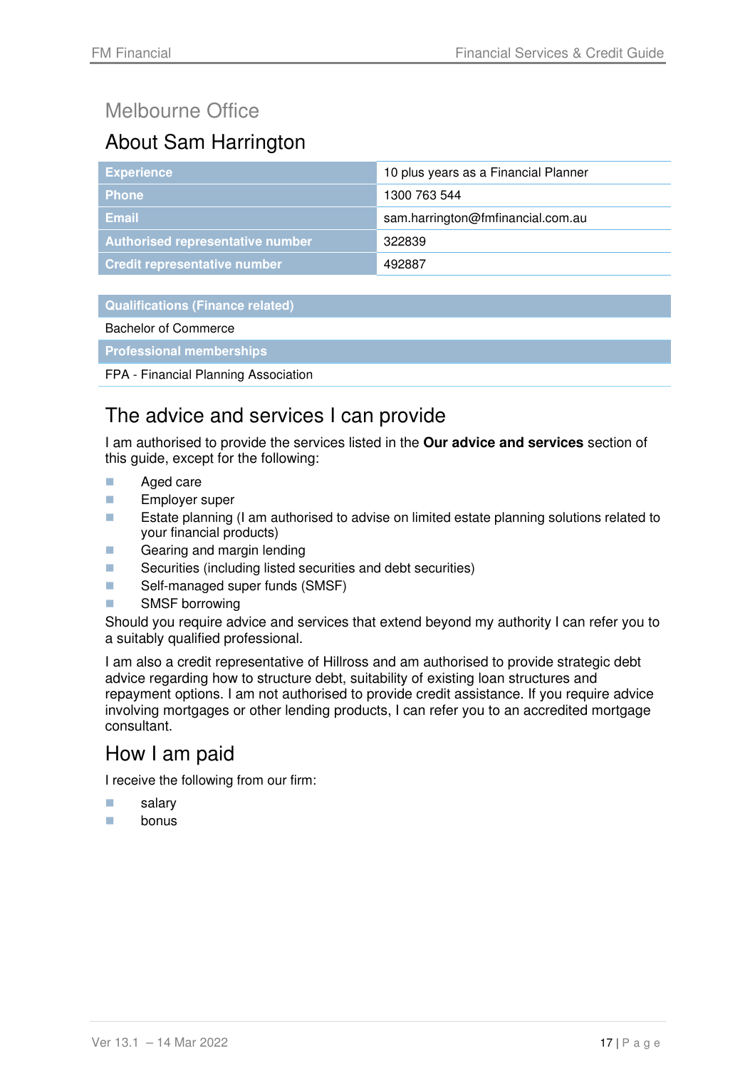## Melbourne Office

## About Sam Harrington

| | |
|---|---|
| **Experience** | 10 plus years as a Financial Planner |
| **Phone** | 1300 763 544 |
| **Email** | sam.harrington@fmfinancial.com.au |
| **Authorised representative number** | 322839 |
| **Credit representative number** | 492887 |

| **Qualifications (Finance related)** |
|---|
| Bachelor of Commerce |
| **Professional memberships** |
| FPA - Financial Planning Association |

## The advice and services I can provide

I am authorised to provide the services listed in the **Our advice and services** section of this guide, except for the following:

- Aged care
- Employer super
- Estate planning (I am authorised to advise on limited estate planning solutions related to your financial products)
- Gearing and margin lending
- Securities (including listed securities and debt securities)
- Self-managed super funds (SMSF)
- SMSF borrowing

Should you require advice and services that extend beyond my authority I can refer you to a suitably qualified professional.

I am also a credit representative of Hillross and am authorised to provide strategic debt advice regarding how to structure debt, suitability of existing loan structures and repayment options. I am not authorised to provide credit assistance. If you require advice involving mortgages or other lending products, I can refer you to an accredited mortgage consultant.

## How I am paid

I receive the following from our firm:

- salary
- bonus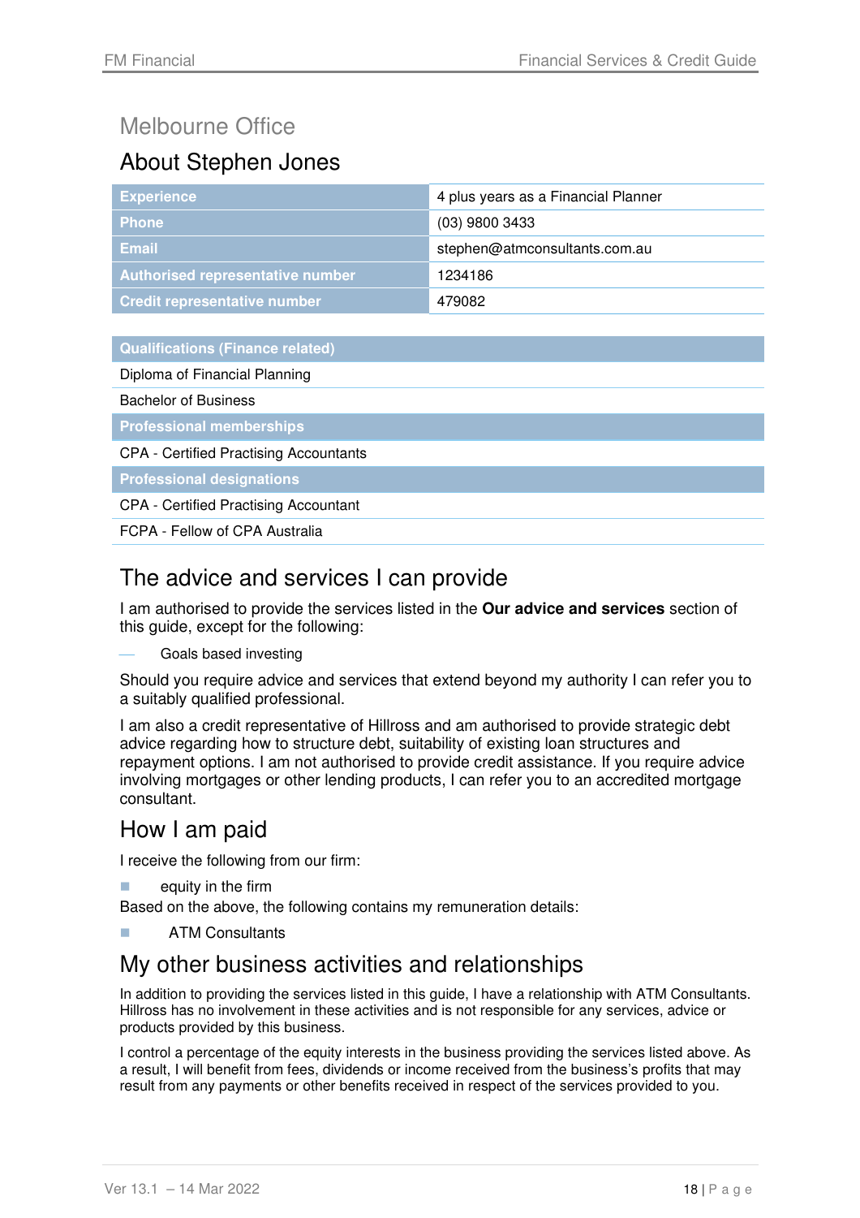## Melbourne Office

# About Stephen Jones

| | |
|---|---|
| **Experience** | 4 plus years as a Financial Planner |
| **Phone** | (03) 9800 3433 |
| **Email** | stephen@atmconsultants.com.au |
| **Authorised representative number** | 1234186 |
| **Credit representative number** | 479082 |

| **Qualifications (Finance related)** |
|---|
| Diploma of Financial Planning |
| Bachelor of Business |
| **Professional memberships** |
| CPA - Certified Practising Accountants |
| **Professional designations** |
| CPA - Certified Practising Accountant |
| FCPA - Fellow of CPA Australia |

# The advice and services I can provide

I am authorised to provide the services listed in the **Our advice and services** section of this guide, except for the following:

- Goals based investing

Should you require advice and services that extend beyond my authority I can refer you to a suitably qualified professional.

I am also a credit representative of Hillross and am authorised to provide strategic debt advice regarding how to structure debt, suitability of existing loan structures and repayment options. I am not authorised to provide credit assistance. If you require advice involving mortgages or other lending products, I can refer you to an accredited mortgage consultant.

# How I am paid

I receive the following from our firm:

- equity in the firm

Based on the above, the following contains my remuneration details:

- ATM Consultants

# My other business activities and relationships

In addition to providing the services listed in this guide, I have a relationship with ATM Consultants. Hillross has no involvement in these activities and is not responsible for any services, advice or products provided by this business.

I control a percentage of the equity interests in the business providing the services listed above. As a result, I will benefit from fees, dividends or income received from the business's profits that may result from any payments or other benefits received in respect of the services provided to you.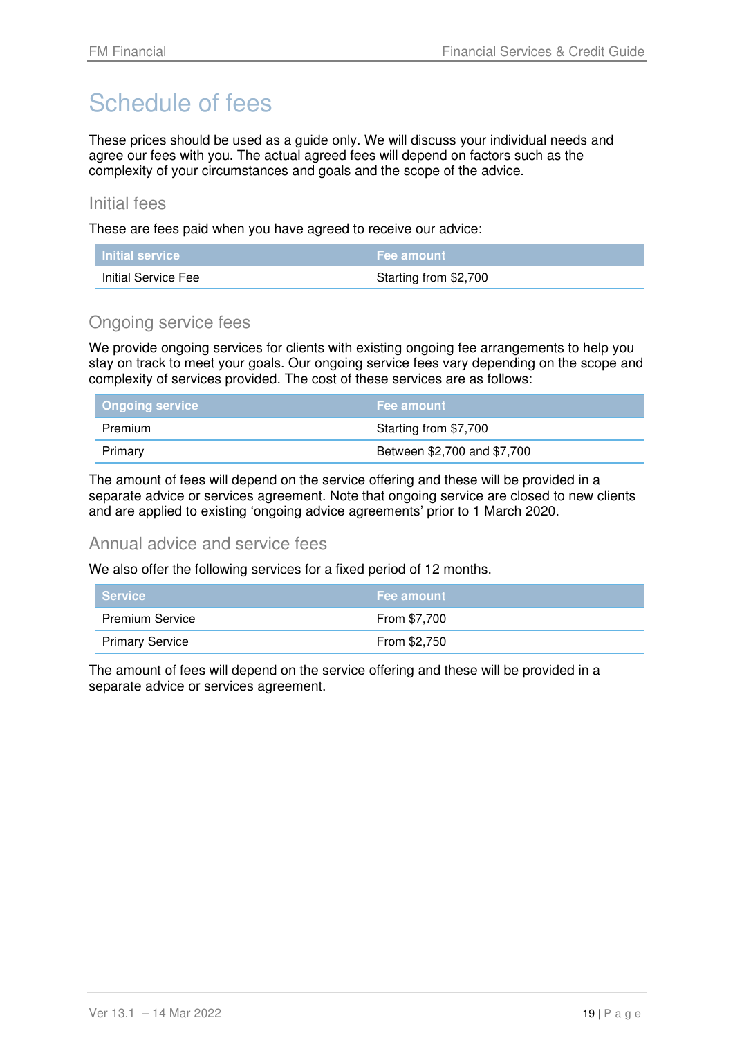# Schedule of fees

These prices should be used as a guide only. We will discuss your individual needs and agree our fees with you. The actual agreed fees will depend on factors such as the complexity of your circumstances and goals and the scope of the advice.

## Initial fees

These are fees paid when you have agreed to receive our advice:

| Initial service | Fee amount |
|---|---|
| Initial Service Fee | Starting from $2,700 |

## Ongoing service fees

We provide ongoing services for clients with existing ongoing fee arrangements to help you stay on track to meet your goals. Our ongoing service fees vary depending on the scope and complexity of services provided. The cost of these services are as follows:

| Ongoing service | Fee amount |
|---|---|
| Premium | Starting from $7,700 |
| Primary | Between $2,700 and $7,700 |

The amount of fees will depend on the service offering and these will be provided in a separate advice or services agreement. Note that ongoing service are closed to new clients and are applied to existing 'ongoing advice agreements' prior to 1 March 2020.

## Annual advice and service fees

We also offer the following services for a fixed period of 12 months.

| Service | Fee amount |
|---|---|
| Premium Service | From $7,700 |
| Primary Service | From $2,750 |

The amount of fees will depend on the service offering and these will be provided in a separate advice or services agreement.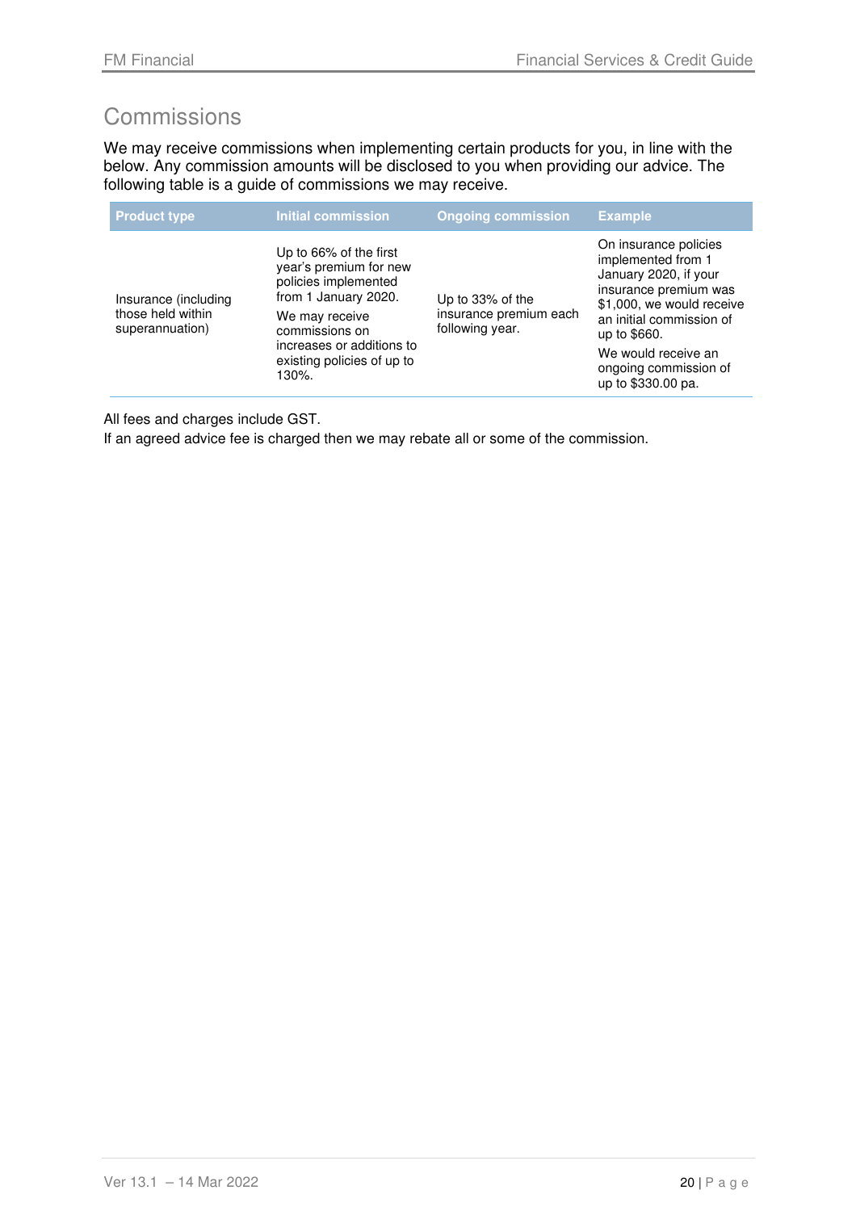# Commissions

We may receive commissions when implementing certain products for you, in line with the below. Any commission amounts will be disclosed to you when providing our advice. The following table is a guide of commissions we may receive.

| Product type | Initial commission | Ongoing commission | Example |
|---|---|---|---|
| Insurance (including those held within superannuation) | Up to 66% of the first year's premium for new policies implemented from 1 January 2020.<br>We may receive commissions on increases or additions to existing policies of up to 130%. | Up to 33% of the insurance premium each following year. | On insurance policies implemented from 1 January 2020, if your insurance premium was $1,000, we would receive an initial commission of up to $660.<br>We would receive an ongoing commission of up to $330.00 pa. |

All fees and charges include GST.

If an agreed advice fee is charged then we may rebate all or some of the commission.